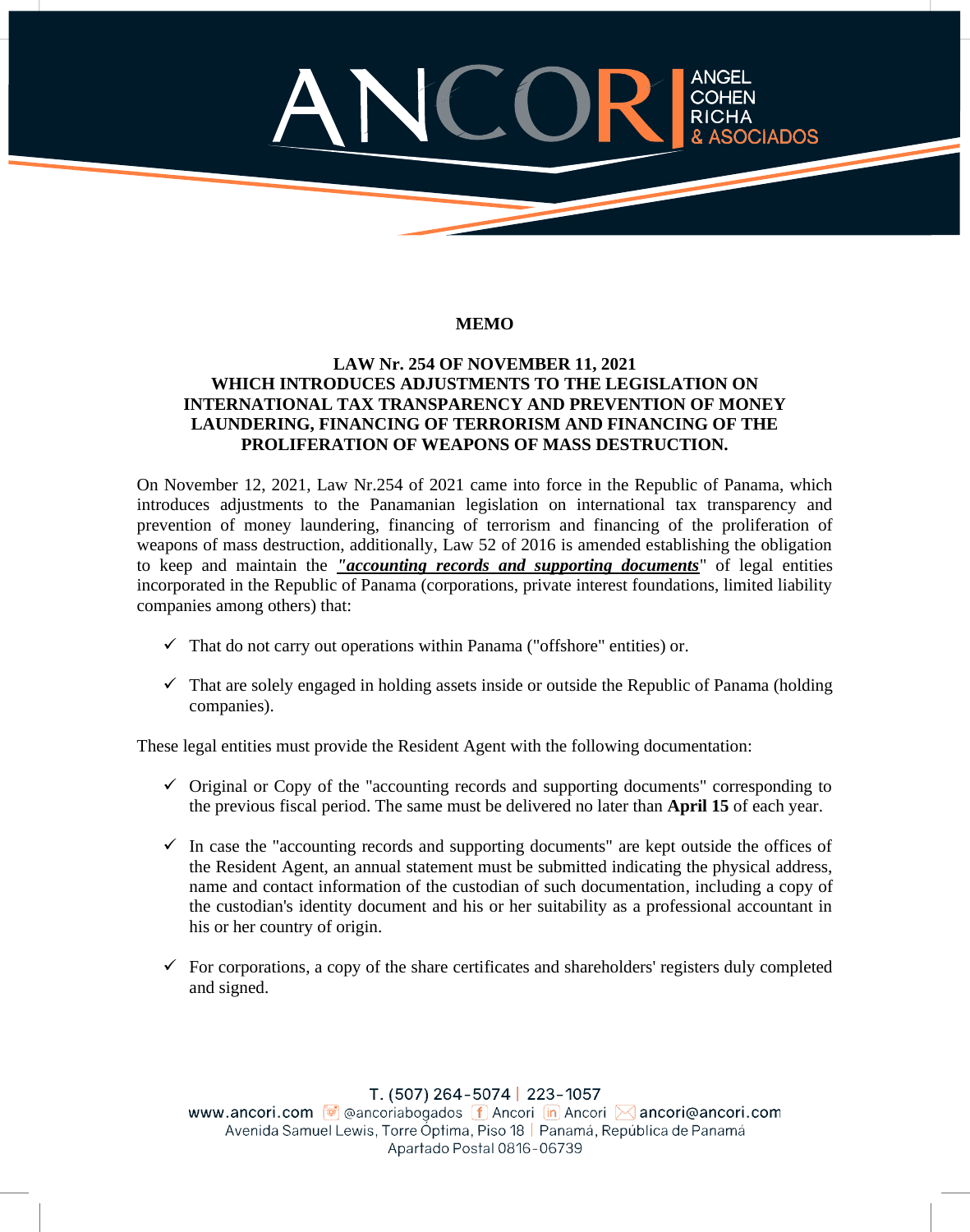**MEMO**

**LAW Nr. 254 OF NOVEMBER 11, 2021
WHICH INTRODUCES ADJUSTMENTS TO THE LEGISLATION ON INTERNATIONAL TAX TRANSPARENCY AND PREVENTION OF MONEY LAUNDERING, FINANCING OF TERRORISM AND FINANCING OF THE PROLIFERATION OF WEAPONS OF MASS DESTRUCTION.**

On November 12, 2021, Law Nr.254 of 2021 came into force in the Republic of Panama, which introduces adjustments to the Panamanian legislation on international tax transparency and prevention of money laundering, financing of terrorism and financing of the proliferation of weapons of mass destruction, additionally, Law 52 of 2016 is amended establishing the obligation to keep and maintain the ***"accounting records and supporting documents"*** of legal entities incorporated in the Republic of Panama (corporations, private interest foundations, limited liability companies among others) that:

- ✓ That do not carry out operations within Panama ("offshore" entities) or.
- ✓ That are solely engaged in holding assets inside or outside the Republic of Panama (holding companies).

These legal entities must provide the Resident Agent with the following documentation:

- ✓ Original or Copy of the "accounting records and supporting documents" corresponding to the previous fiscal period. The same must be delivered no later than **April 15** of each year.
- ✓ In case the "accounting records and supporting documents" are kept outside the offices of the Resident Agent, an annual statement must be submitted indicating the physical address, name and contact information of the custodian of such documentation, including a copy of the custodian's identity document and his or her suitability as a professional accountant in his or her country of origin.
- ✓ For corporations, a copy of the share certificates and shareholders' registers duly completed and signed.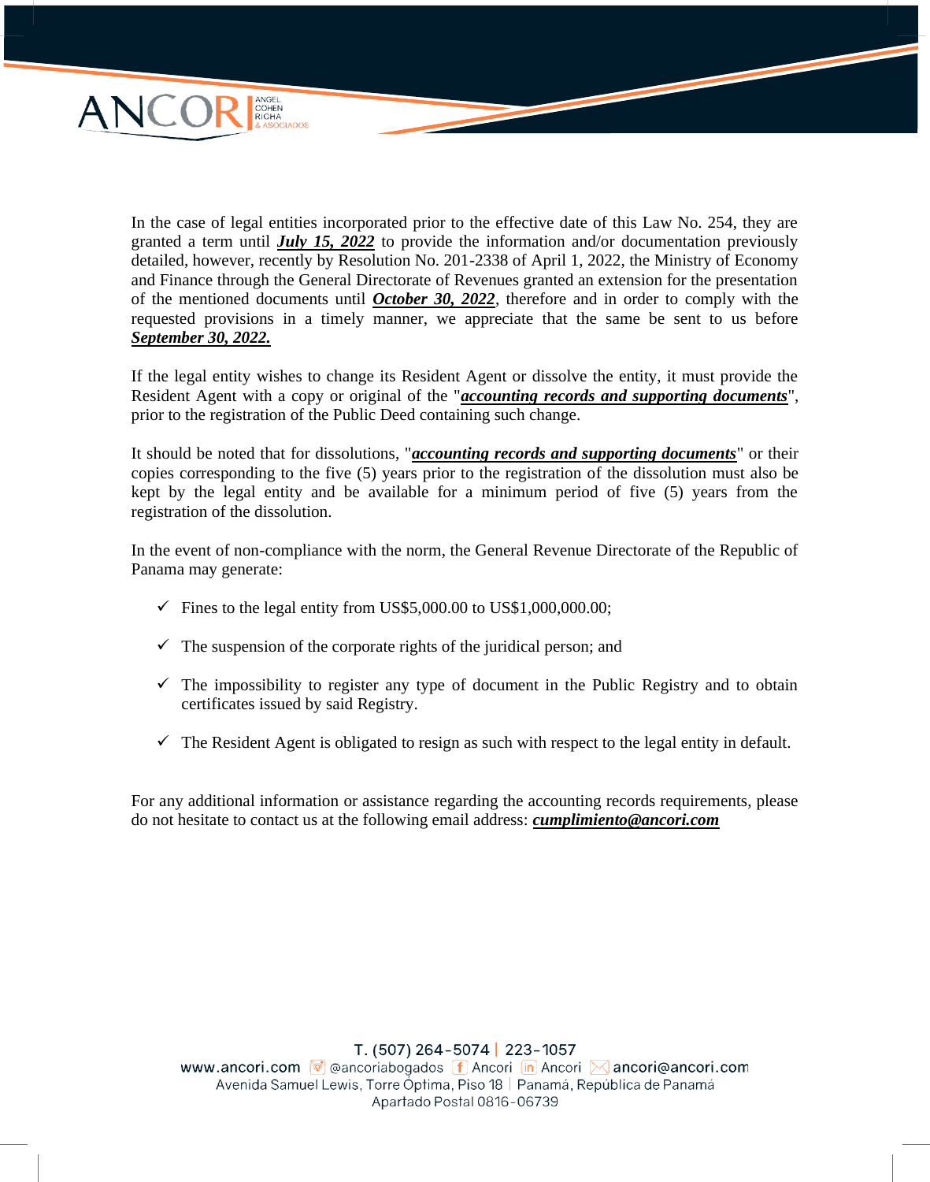In the case of legal entities incorporated prior to the effective date of this Law No. 254, they are granted a term until ***July 15, 2022*** to provide the information and/or documentation previously detailed, however, recently by Resolution No. 201-2338 of April 1, 2022, the Ministry of Economy and Finance through the General Directorate of Revenues granted an extension for the presentation of the mentioned documents until ***October 30, 2022***, therefore and in order to comply with the requested provisions in a timely manner, we appreciate that the same be sent to us before ***September 30, 2022.***

If the legal entity wishes to change its Resident Agent or dissolve the entity, it must provide the Resident Agent with a copy or original of the "***accounting records and supporting documents***", prior to the registration of the Public Deed containing such change.

It should be noted that for dissolutions, "***accounting records and supporting documents***" or their copies corresponding to the five (5) years prior to the registration of the dissolution must also be kept by the legal entity and be available for a minimum period of five (5) years from the registration of the dissolution.

In the event of non-compliance with the norm, the General Revenue Directorate of the Republic of Panama may generate:

- ✓ Fines to the legal entity from US$5,000.00 to US$1,000,000.00;
- ✓ The suspension of the corporate rights of the juridical person; and
- ✓ The impossibility to register any type of document in the Public Registry and to obtain certificates issued by said Registry.
- ✓ The Resident Agent is obligated to resign as such with respect to the legal entity in default.

For any additional information or assistance regarding the accounting records requirements, please do not hesitate to contact us at the following email address: ***cumplimiento@ancori.com***